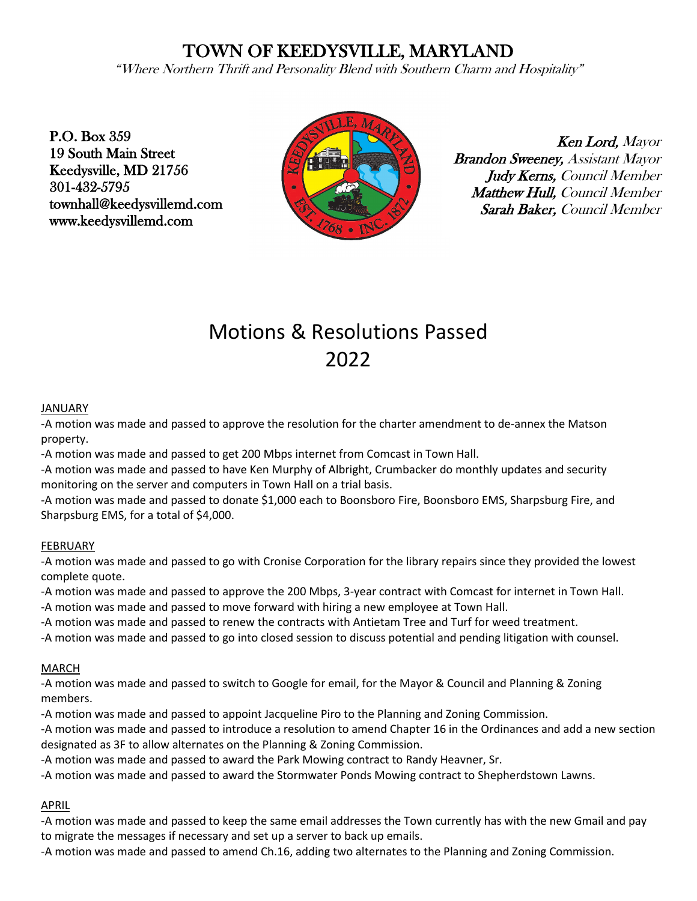# TOWN OF KEEDYSVILLE, MARYLAND

*"Where Northern Thrift and Personality Blend with Southern Charm and Hospitality"*

P.O. Box 359
19 South Main Street
Keedysville, MD 21756
301-432-5795
townhall@keedysvillemd.com
www.keedysvillemd.com

***Ken Lord,*** *Mayor*
***Brandon Sweeney,*** *Assistant Mayor*
***Judy Kerns,*** *Council Member*
***Matthew Hull,*** *Council Member*
***Sarah Baker,*** *Council Member*

## Motions & Resolutions Passed 2022

JANUARY

-A motion was made and passed to approve the resolution for the charter amendment to de-annex the Matson property.

-A motion was made and passed to get 200 Mbps internet from Comcast in Town Hall.

-A motion was made and passed to have Ken Murphy of Albright, Crumbacker do monthly updates and security monitoring on the server and computers in Town Hall on a trial basis.

-A motion was made and passed to donate $1,000 each to Boonsboro Fire, Boonsboro EMS, Sharpsburg Fire, and Sharpsburg EMS, for a total of $4,000.

FEBRUARY

-A motion was made and passed to go with Cronise Corporation for the library repairs since they provided the lowest complete quote.

-A motion was made and passed to approve the 200 Mbps, 3-year contract with Comcast for internet in Town Hall.

-A motion was made and passed to move forward with hiring a new employee at Town Hall.

-A motion was made and passed to renew the contracts with Antietam Tree and Turf for weed treatment.

-A motion was made and passed to go into closed session to discuss potential and pending litigation with counsel.

MARCH

-A motion was made and passed to switch to Google for email, for the Mayor & Council and Planning & Zoning members.

-A motion was made and passed to appoint Jacqueline Piro to the Planning and Zoning Commission.

-A motion was made and passed to introduce a resolution to amend Chapter 16 in the Ordinances and add a new section designated as 3F to allow alternates on the Planning & Zoning Commission.

-A motion was made and passed to award the Park Mowing contract to Randy Heavner, Sr.

-A motion was made and passed to award the Stormwater Ponds Mowing contract to Shepherdstown Lawns.

APRIL

-A motion was made and passed to keep the same email addresses the Town currently has with the new Gmail and pay to migrate the messages if necessary and set up a server to back up emails.

-A motion was made and passed to amend Ch.16, adding two alternates to the Planning and Zoning Commission.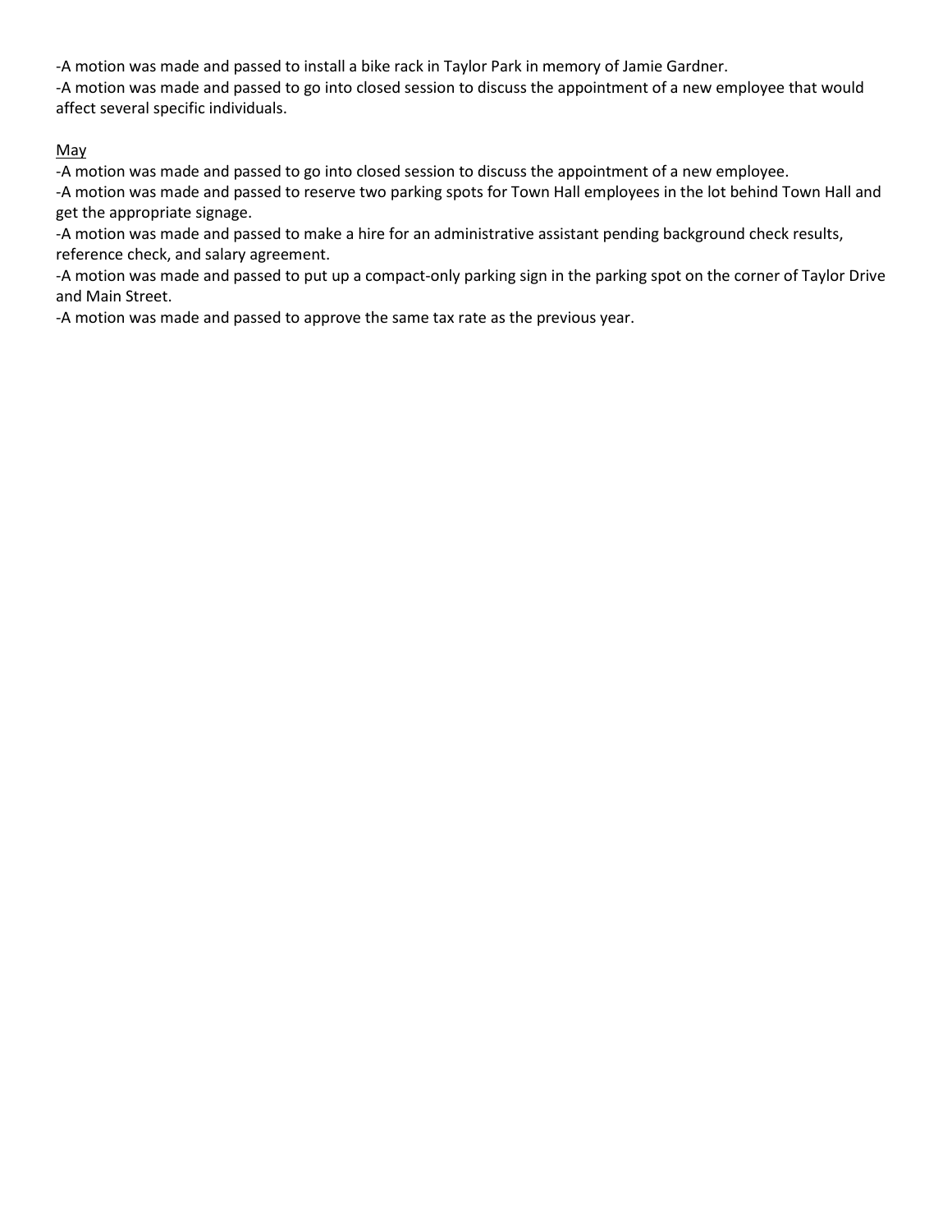-A motion was made and passed to install a bike rack in Taylor Park in memory of Jamie Gardner.
-A motion was made and passed to go into closed session to discuss the appointment of a new employee that would affect several specific individuals.

<u>May</u>

-A motion was made and passed to go into closed session to discuss the appointment of a new employee.
-A motion was made and passed to reserve two parking spots for Town Hall employees in the lot behind Town Hall and get the appropriate signage.
-A motion was made and passed to make a hire for an administrative assistant pending background check results, reference check, and salary agreement.
-A motion was made and passed to put up a compact-only parking sign in the parking spot on the corner of Taylor Drive and Main Street.
-A motion was made and passed to approve the same tax rate as the previous year.